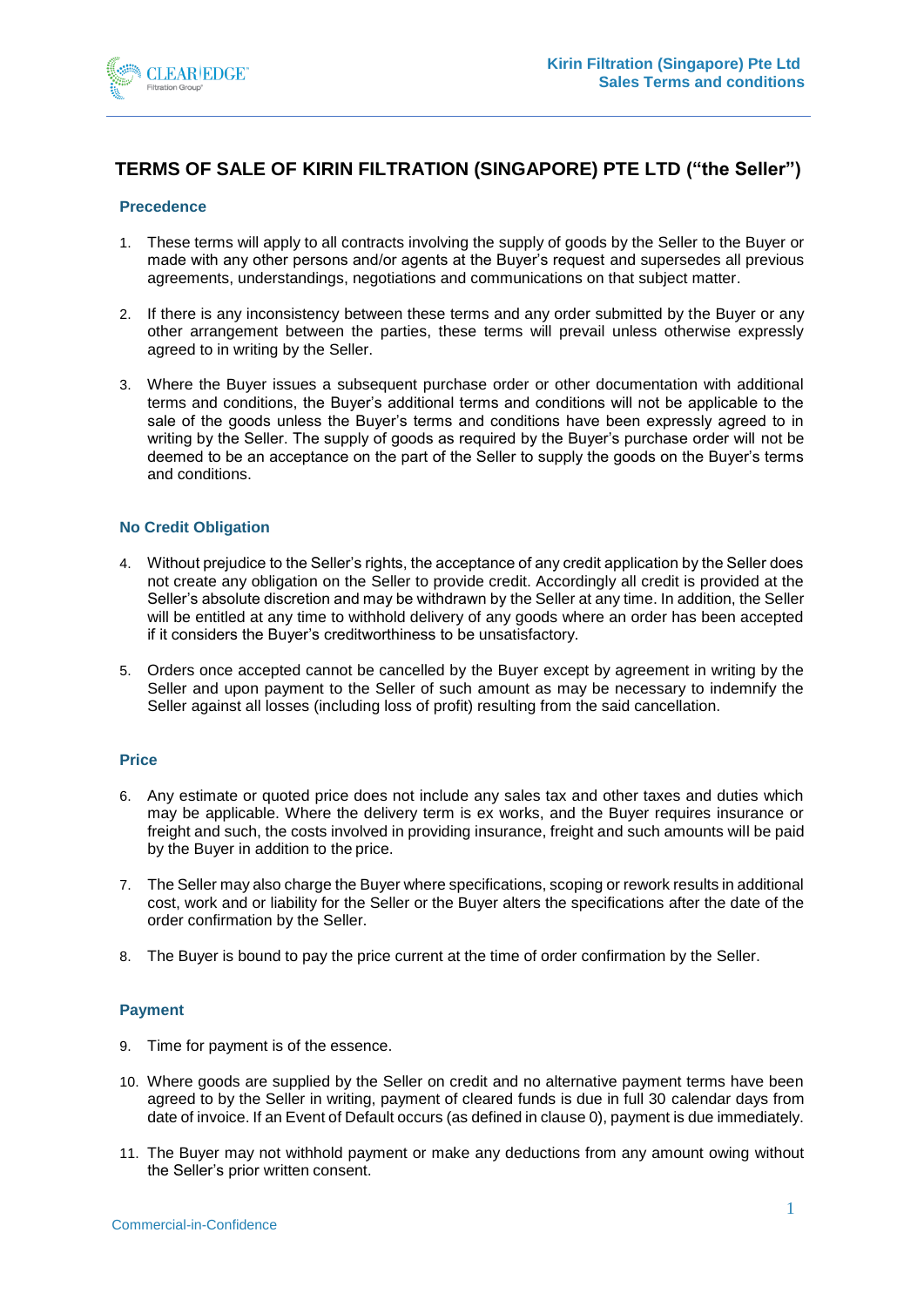# TERMS OF SALE OF KIRIN FILTRATION (SINGAPORE) PTE LTD ("the Seller")

### Precedence

1. These terms will apply to all contracts involving the supply of goods by the Seller to the Buyer or made with any other persons and/or agents at the Buyer's request and supersedes all previous agreements, understandings, negotiations and communications on that subject matter.

2. If there is any inconsistency between these terms and any order submitted by the Buyer or any other arrangement between the parties, these terms will prevail unless otherwise expressly agreed to in writing by the Seller.

3. Where the Buyer issues a subsequent purchase order or other documentation with additional terms and conditions, the Buyer's additional terms and conditions will not be applicable to the sale of the goods unless the Buyer's terms and conditions have been expressly agreed to in writing by the Seller. The supply of goods as required by the Buyer's purchase order will not be deemed to be an acceptance on the part of the Seller to supply the goods on the Buyer's terms and conditions.

### No Credit Obligation

4. Without prejudice to the Seller's rights, the acceptance of any credit application by the Seller does not create any obligation on the Seller to provide credit. Accordingly all credit is provided at the Seller's absolute discretion and may be withdrawn by the Seller at any time. In addition, the Seller will be entitled at any time to withhold delivery of any goods where an order has been accepted if it considers the Buyer's creditworthiness to be unsatisfactory.

5. Orders once accepted cannot be cancelled by the Buyer except by agreement in writing by the Seller and upon payment to the Seller of such amount as may be necessary to indemnify the Seller against all losses (including loss of profit) resulting from the said cancellation.

### Price

6. Any estimate or quoted price does not include any sales tax and other taxes and duties which may be applicable. Where the delivery term is ex works, and the Buyer requires insurance or freight and such, the costs involved in providing insurance, freight and such amounts will be paid by the Buyer in addition to the price.

7. The Seller may also charge the Buyer where specifications, scoping or rework results in additional cost, work and or liability for the Seller or the Buyer alters the specifications after the date of the order confirmation by the Seller.

8. The Buyer is bound to pay the price current at the time of order confirmation by the Seller.

### Payment

9. Time for payment is of the essence.

10. Where goods are supplied by the Seller on credit and no alternative payment terms have been agreed to by the Seller in writing, payment of cleared funds is due in full 30 calendar days from date of invoice. If an Event of Default occurs (as defined in clause 0), payment is due immediately.

11. The Buyer may not withhold payment or make any deductions from any amount owing without the Seller's prior written consent.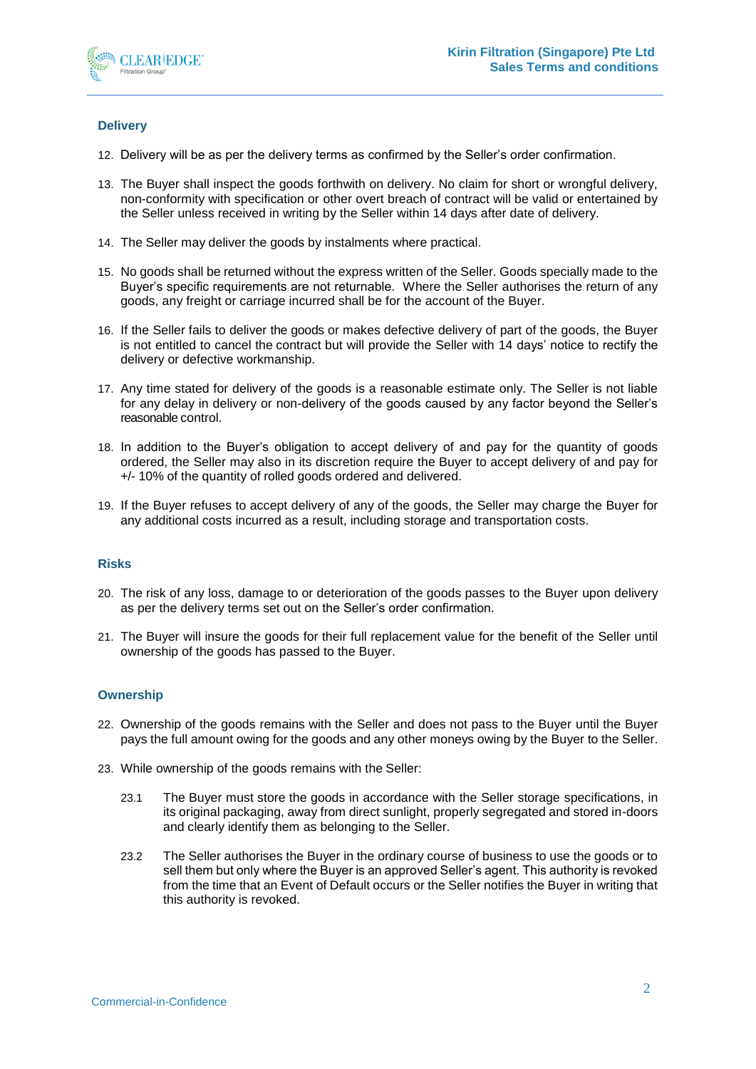## Delivery

12. Delivery will be as per the delivery terms as confirmed by the Seller's order confirmation.

13. The Buyer shall inspect the goods forthwith on delivery. No claim for short or wrongful delivery, non-conformity with specification or other overt breach of contract will be valid or entertained by the Seller unless received in writing by the Seller within 14 days after date of delivery.

14. The Seller may deliver the goods by instalments where practical.

15. No goods shall be returned without the express written of the Seller. Goods specially made to the Buyer's specific requirements are not returnable. Where the Seller authorises the return of any goods, any freight or carriage incurred shall be for the account of the Buyer.

16. If the Seller fails to deliver the goods or makes defective delivery of part of the goods, the Buyer is not entitled to cancel the contract but will provide the Seller with 14 days' notice to rectify the delivery or defective workmanship.

17. Any time stated for delivery of the goods is a reasonable estimate only. The Seller is not liable for any delay in delivery or non-delivery of the goods caused by any factor beyond the Seller's reasonable control.

18. In addition to the Buyer's obligation to accept delivery of and pay for the quantity of goods ordered, the Seller may also in its discretion require the Buyer to accept delivery of and pay for +/- 10% of the quantity of rolled goods ordered and delivered.

19. If the Buyer refuses to accept delivery of any of the goods, the Seller may charge the Buyer for any additional costs incurred as a result, including storage and transportation costs.

## Risks

20. The risk of any loss, damage to or deterioration of the goods passes to the Buyer upon delivery as per the delivery terms set out on the Seller's order confirmation.

21. The Buyer will insure the goods for their full replacement value for the benefit of the Seller until ownership of the goods has passed to the Buyer.

## Ownership

22. Ownership of the goods remains with the Seller and does not pass to the Buyer until the Buyer pays the full amount owing for the goods and any other moneys owing by the Buyer to the Seller.

23. While ownership of the goods remains with the Seller:

    23.1 The Buyer must store the goods in accordance with the Seller storage specifications, in its original packaging, away from direct sunlight, properly segregated and stored in-doors and clearly identify them as belonging to the Seller.

    23.2 The Seller authorises the Buyer in the ordinary course of business to use the goods or to sell them but only where the Buyer is an approved Seller's agent. This authority is revoked from the time that an Event of Default occurs or the Seller notifies the Buyer in writing that this authority is revoked.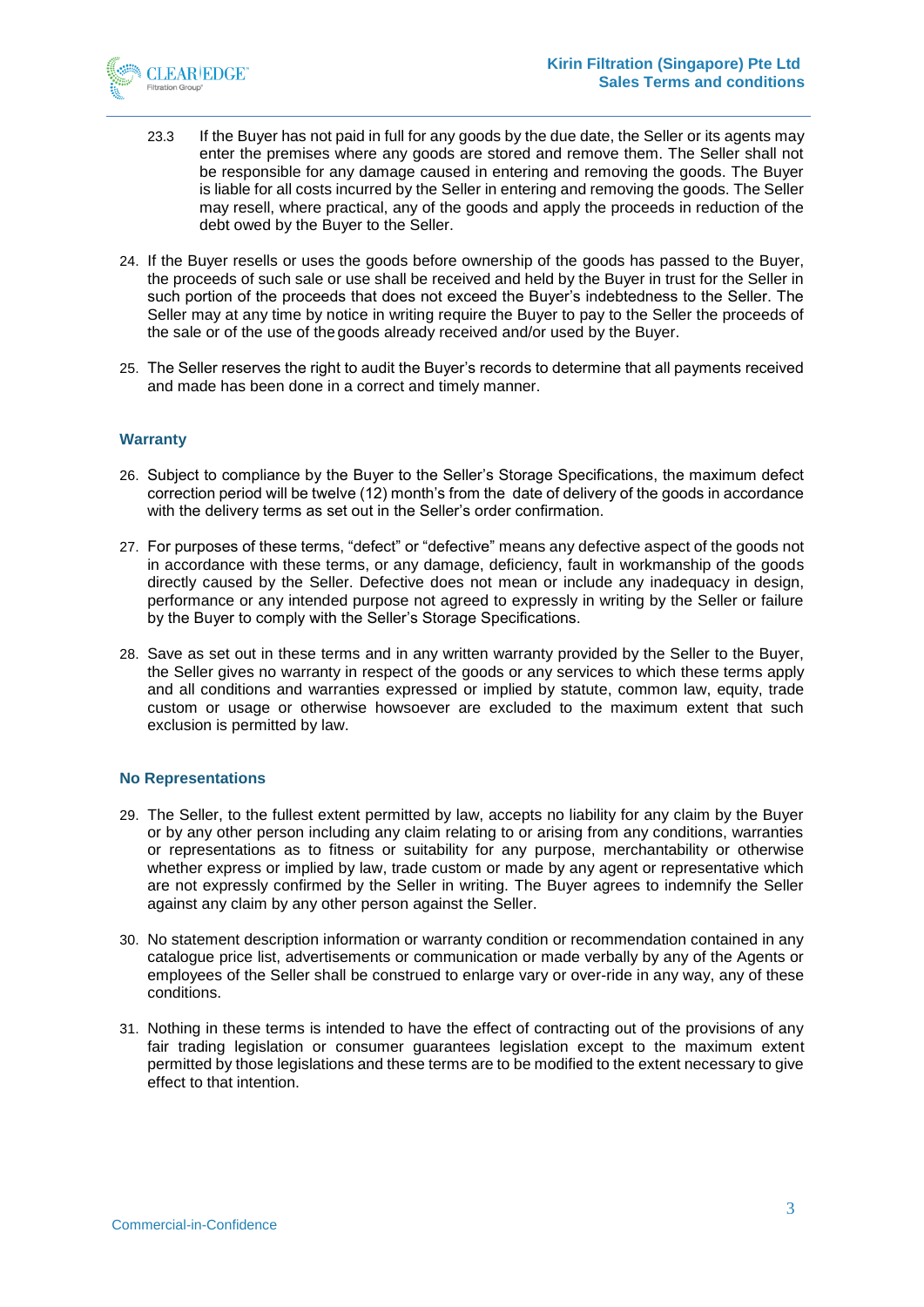23.3 If the Buyer has not paid in full for any goods by the due date, the Seller or its agents may enter the premises where any goods are stored and remove them. The Seller shall not be responsible for any damage caused in entering and removing the goods. The Buyer is liable for all costs incurred by the Seller in entering and removing the goods. The Seller may resell, where practical, any of the goods and apply the proceeds in reduction of the debt owed by the Buyer to the Seller.

24. If the Buyer resells or uses the goods before ownership of the goods has passed to the Buyer, the proceeds of such sale or use shall be received and held by the Buyer in trust for the Seller in such portion of the proceeds that does not exceed the Buyer's indebtedness to the Seller. The Seller may at any time by notice in writing require the Buyer to pay to the Seller the proceeds of the sale or of the use of the goods already received and/or used by the Buyer.

25. The Seller reserves the right to audit the Buyer's records to determine that all payments received and made has been done in a correct and timely manner.

### Warranty

26. Subject to compliance by the Buyer to the Seller's Storage Specifications, the maximum defect correction period will be twelve (12) month's from the date of delivery of the goods in accordance with the delivery terms as set out in the Seller's order confirmation.

27. For purposes of these terms, "defect" or "defective" means any defective aspect of the goods not in accordance with these terms, or any damage, deficiency, fault in workmanship of the goods directly caused by the Seller. Defective does not mean or include any inadequacy in design, performance or any intended purpose not agreed to expressly in writing by the Seller or failure by the Buyer to comply with the Seller's Storage Specifications.

28. Save as set out in these terms and in any written warranty provided by the Seller to the Buyer, the Seller gives no warranty in respect of the goods or any services to which these terms apply and all conditions and warranties expressed or implied by statute, common law, equity, trade custom or usage or otherwise howsoever are excluded to the maximum extent that such exclusion is permitted by law.

### No Representations

29. The Seller, to the fullest extent permitted by law, accepts no liability for any claim by the Buyer or by any other person including any claim relating to or arising from any conditions, warranties or representations as to fitness or suitability for any purpose, merchantability or otherwise whether express or implied by law, trade custom or made by any agent or representative which are not expressly confirmed by the Seller in writing. The Buyer agrees to indemnify the Seller against any claim by any other person against the Seller.

30. No statement description information or warranty condition or recommendation contained in any catalogue price list, advertisements or communication or made verbally by any of the Agents or employees of the Seller shall be construed to enlarge vary or over-ride in any way, any of these conditions.

31. Nothing in these terms is intended to have the effect of contracting out of the provisions of any fair trading legislation or consumer guarantees legislation except to the maximum extent permitted by those legislations and these terms are to be modified to the extent necessary to give effect to that intention.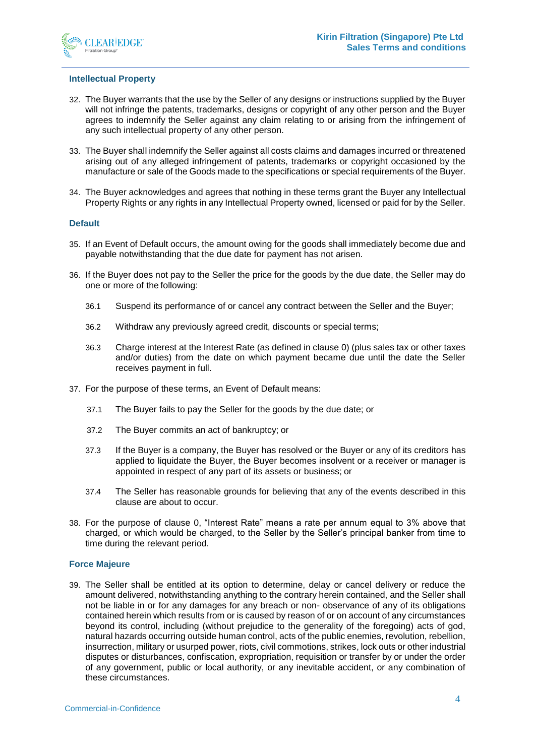## Intellectual Property

32. The Buyer warrants that the use by the Seller of any designs or instructions supplied by the Buyer will not infringe the patents, trademarks, designs or copyright of any other person and the Buyer agrees to indemnify the Seller against any claim relating to or arising from the infringement of any such intellectual property of any other person.

33. The Buyer shall indemnify the Seller against all costs claims and damages incurred or threatened arising out of any alleged infringement of patents, trademarks or copyright occasioned by the manufacture or sale of the Goods made to the specifications or special requirements of the Buyer.

34. The Buyer acknowledges and agrees that nothing in these terms grant the Buyer any Intellectual Property Rights or any rights in any Intellectual Property owned, licensed or paid for by the Seller.

## Default

35. If an Event of Default occurs, the amount owing for the goods shall immediately become due and payable notwithstanding that the due date for payment has not arisen.

36. If the Buyer does not pay to the Seller the price for the goods by the due date, the Seller may do one or more of the following:

    36.1 Suspend its performance of or cancel any contract between the Seller and the Buyer;

    36.2 Withdraw any previously agreed credit, discounts or special terms;

    36.3 Charge interest at the Interest Rate (as defined in clause 0) (plus sales tax or other taxes and/or duties) from the date on which payment became due until the date the Seller receives payment in full.

37. For the purpose of these terms, an Event of Default means:

    37.1 The Buyer fails to pay the Seller for the goods by the due date; or

    37.2 The Buyer commits an act of bankruptcy; or

    37.3 If the Buyer is a company, the Buyer has resolved or the Buyer or any of its creditors has applied to liquidate the Buyer, the Buyer becomes insolvent or a receiver or manager is appointed in respect of any part of its assets or business; or

    37.4 The Seller has reasonable grounds for believing that any of the events described in this clause are about to occur.

38. For the purpose of clause 0, "Interest Rate" means a rate per annum equal to 3% above that charged, or which would be charged, to the Seller by the Seller's principal banker from time to time during the relevant period.

## Force Majeure

39. The Seller shall be entitled at its option to determine, delay or cancel delivery or reduce the amount delivered, notwithstanding anything to the contrary herein contained, and the Seller shall not be liable in or for any damages for any breach or non- observance of any of its obligations contained herein which results from or is caused by reason of or on account of any circumstances beyond its control, including (without prejudice to the generality of the foregoing) acts of god, natural hazards occurring outside human control, acts of the public enemies, revolution, rebellion, insurrection, military or usurped power, riots, civil commotions, strikes, lock outs or other industrial disputes or disturbances, confiscation, expropriation, requisition or transfer by or under the order of any government, public or local authority, or any inevitable accident, or any combination of these circumstances.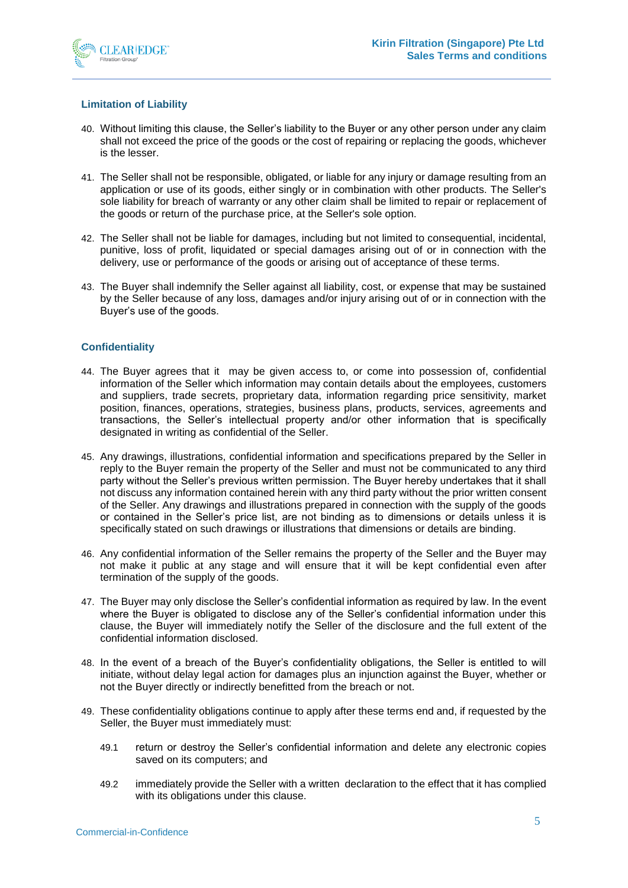## Limitation of Liability

40. Without limiting this clause, the Seller's liability to the Buyer or any other person under any claim shall not exceed the price of the goods or the cost of repairing or replacing the goods, whichever is the lesser.

41. The Seller shall not be responsible, obligated, or liable for any injury or damage resulting from an application or use of its goods, either singly or in combination with other products. The Seller's sole liability for breach of warranty or any other claim shall be limited to repair or replacement of the goods or return of the purchase price, at the Seller's sole option.

42. The Seller shall not be liable for damages, including but not limited to consequential, incidental, punitive, loss of profit, liquidated or special damages arising out of or in connection with the delivery, use or performance of the goods or arising out of acceptance of these terms.

43. The Buyer shall indemnify the Seller against all liability, cost, or expense that may be sustained by the Seller because of any loss, damages and/or injury arising out of or in connection with the Buyer's use of the goods.

## Confidentiality

44. The Buyer agrees that it may be given access to, or come into possession of, confidential information of the Seller which information may contain details about the employees, customers and suppliers, trade secrets, proprietary data, information regarding price sensitivity, market position, finances, operations, strategies, business plans, products, services, agreements and transactions, the Seller's intellectual property and/or other information that is specifically designated in writing as confidential of the Seller.

45. Any drawings, illustrations, confidential information and specifications prepared by the Seller in reply to the Buyer remain the property of the Seller and must not be communicated to any third party without the Seller's previous written permission. The Buyer hereby undertakes that it shall not discuss any information contained herein with any third party without the prior written consent of the Seller. Any drawings and illustrations prepared in connection with the supply of the goods or contained in the Seller's price list, are not binding as to dimensions or details unless it is specifically stated on such drawings or illustrations that dimensions or details are binding.

46. Any confidential information of the Seller remains the property of the Seller and the Buyer may not make it public at any stage and will ensure that it will be kept confidential even after termination of the supply of the goods.

47. The Buyer may only disclose the Seller's confidential information as required by law. In the event where the Buyer is obligated to disclose any of the Seller's confidential information under this clause, the Buyer will immediately notify the Seller of the disclosure and the full extent of the confidential information disclosed.

48. In the event of a breach of the Buyer's confidentiality obligations, the Seller is entitled to will initiate, without delay legal action for damages plus an injunction against the Buyer, whether or not the Buyer directly or indirectly benefitted from the breach or not.

49. These confidentiality obligations continue to apply after these terms end and, if requested by the Seller, the Buyer must immediately must:

    49.1 return or destroy the Seller's confidential information and delete any electronic copies saved on its computers; and

    49.2 immediately provide the Seller with a written declaration to the effect that it has complied with its obligations under this clause.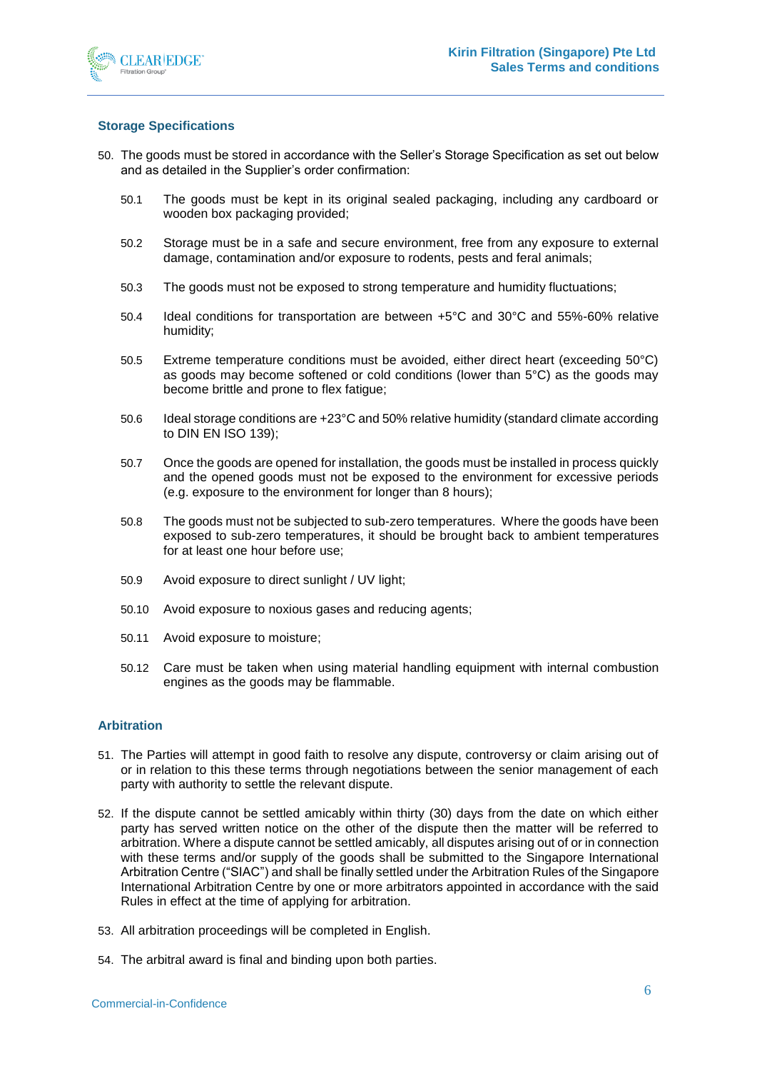## Storage Specifications

50. The goods must be stored in accordance with the Seller's Storage Specification as set out below and as detailed in the Supplier's order confirmation:

    50.1 The goods must be kept in its original sealed packaging, including any cardboard or wooden box packaging provided;

    50.2 Storage must be in a safe and secure environment, free from any exposure to external damage, contamination and/or exposure to rodents, pests and feral animals;

    50.3 The goods must not be exposed to strong temperature and humidity fluctuations;

    50.4 Ideal conditions for transportation are between +5°C and 30°C and 55%-60% relative humidity;

    50.5 Extreme temperature conditions must be avoided, either direct heart (exceeding 50°C) as goods may become softened or cold conditions (lower than 5°C) as the goods may become brittle and prone to flex fatigue;

    50.6 Ideal storage conditions are +23°C and 50% relative humidity (standard climate according to DIN EN ISO 139);

    50.7 Once the goods are opened for installation, the goods must be installed in process quickly and the opened goods must not be exposed to the environment for excessive periods (e.g. exposure to the environment for longer than 8 hours);

    50.8 The goods must not be subjected to sub-zero temperatures. Where the goods have been exposed to sub-zero temperatures, it should be brought back to ambient temperatures for at least one hour before use;

    50.9 Avoid exposure to direct sunlight / UV light;

    50.10 Avoid exposure to noxious gases and reducing agents;

    50.11 Avoid exposure to moisture;

    50.12 Care must be taken when using material handling equipment with internal combustion engines as the goods may be flammable.

## Arbitration

51. The Parties will attempt in good faith to resolve any dispute, controversy or claim arising out of or in relation to this these terms through negotiations between the senior management of each party with authority to settle the relevant dispute.

52. If the dispute cannot be settled amicably within thirty (30) days from the date on which either party has served written notice on the other of the dispute then the matter will be referred to arbitration. Where a dispute cannot be settled amicably, all disputes arising out of or in connection with these terms and/or supply of the goods shall be submitted to the Singapore International Arbitration Centre ("SIAC") and shall be finally settled under the Arbitration Rules of the Singapore International Arbitration Centre by one or more arbitrators appointed in accordance with the said Rules in effect at the time of applying for arbitration.

53. All arbitration proceedings will be completed in English.

54. The arbitral award is final and binding upon both parties.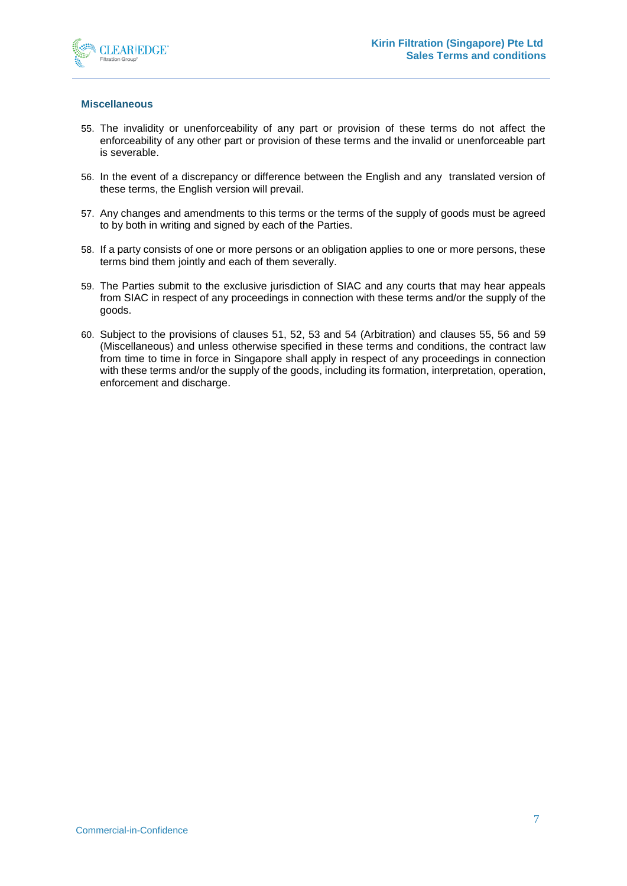## Miscellaneous

55. The invalidity or unenforceability of any part or provision of these terms do not affect the enforceability of any other part or provision of these terms and the invalid or unenforceable part is severable.

56. In the event of a discrepancy or difference between the English and any translated version of these terms, the English version will prevail.

57. Any changes and amendments to this terms or the terms of the supply of goods must be agreed to by both in writing and signed by each of the Parties.

58. If a party consists of one or more persons or an obligation applies to one or more persons, these terms bind them jointly and each of them severally.

59. The Parties submit to the exclusive jurisdiction of SIAC and any courts that may hear appeals from SIAC in respect of any proceedings in connection with these terms and/or the supply of the goods.

60. Subject to the provisions of clauses 51, 52, 53 and 54 (Arbitration) and clauses 55, 56 and 59 (Miscellaneous) and unless otherwise specified in these terms and conditions, the contract law from time to time in force in Singapore shall apply in respect of any proceedings in connection with these terms and/or the supply of the goods, including its formation, interpretation, operation, enforcement and discharge.